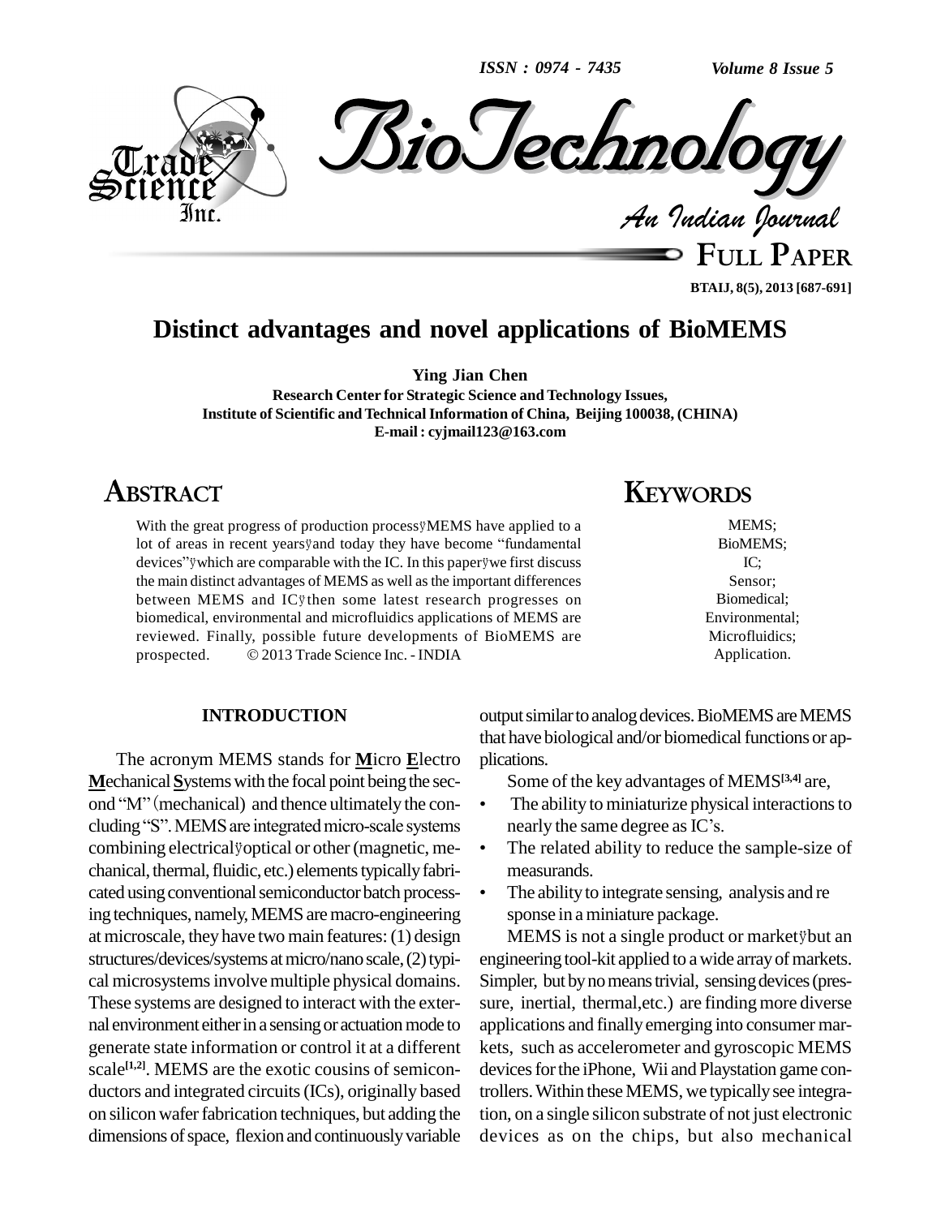# Distinct advantages and novel applications of BioMEMS

**Ying Jian Chen**

**Research Center for Strategic Science and Technology Issues,**
**Institute of Scientific and Technical Information of China, Beijing 100038, (CHINA)**
**E-mail : cyjmail123@163.com**

## ABSTRACT

With the great progress of production process, MEMS have applied to a lot of areas in recent years, and today they have become "fundamental devices", which are comparable with the IC. In this paper, we first discuss the main distinct advantages of MEMS as well as the important differences between MEMS and IC, then some latest research progresses on biomedical, environmental and microfluidics applications of MEMS are reviewed. Finally, possible future developments of BioMEMS are prospected. © 2013 Trade Science Inc. - INDIA

## KEYWORDS

MEMS;
BioMEMS;
IC;
Sensor;
Biomedical;
Environmental;
Microfluidics;
Application.

## INTRODUCTION

The acronym MEMS stands for **M**icro **E**lectro **M**echanical **S**ystems with the focal point being the second "M" (mechanical) and thence ultimately the concluding "S". MEMS are integrated micro-scale systems combining electrical, optical or other (magnetic, mechanical, thermal, fluidic, etc.) elements typically fabricated using conventional semiconductor batch processing techniques, namely, MEMS are macro-engineering at microscale, they have two main features: (1) design structures/devices/systems at micro/nano scale, (2) typical microsystems involve multiple physical domains. These systems are designed to interact with the external environment either in a sensing or actuation mode to generate state information or control it at a different scale[1,2]. MEMS are the exotic cousins of semiconductors and integrated circuits (ICs), originally based on silicon wafer fabrication techniques, but adding the dimensions of space, flexion and continuously variable output similar to analog devices. BioMEMS are MEMS that have biological and/or biomedical functions or applications.

Some of the key advantages of MEMS[3,4] are,

- The ability to miniaturize physical interactions to nearly the same degree as IC's.
- The related ability to reduce the sample-size of measurands.
- The ability to integrate sensing, analysis and re sponse in a miniature package.

MEMS is not a single product or market, but an engineering tool-kit applied to a wide array of markets. Simpler, but by no means trivial, sensing devices (pressure, inertial, thermal, etc.) are finding more diverse applications and finally emerging into consumer markets, such as accelerometer and gyroscopic MEMS devices for the iPhone, Wii and Playstation game controllers. Within these MEMS, we typically see integration, on a single silicon substrate of not just electronic devices as on the chips, but also mechanical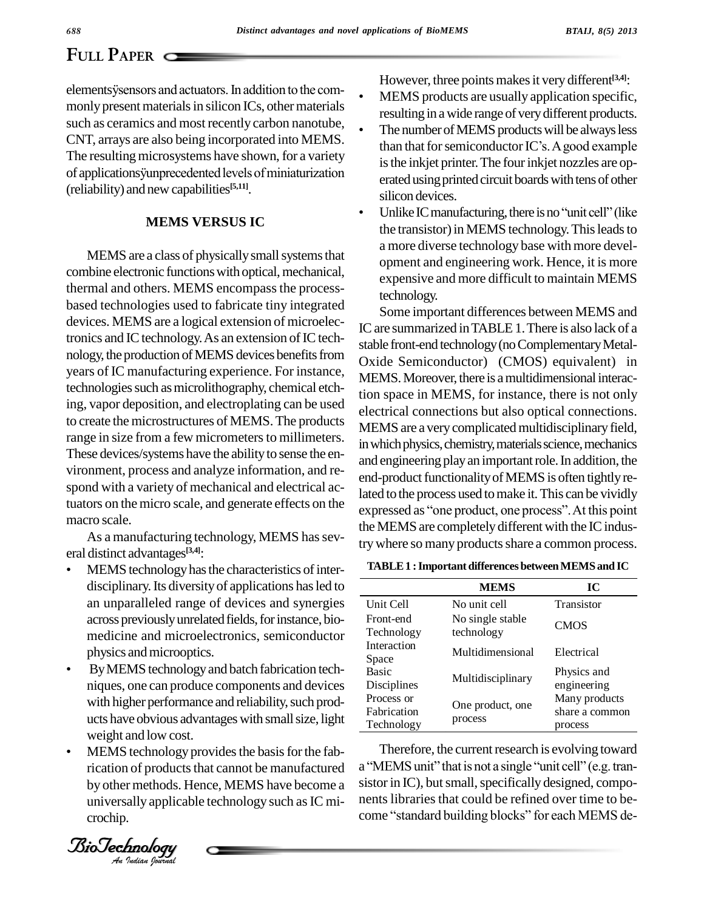elementsÿsensors and actuators. In addition to the commonly present materials in silicon ICs, other materials such as ceramics and most recently carbon nanotube, CNT, arrays are also being incorporated into MEMS. The resulting microsystems have shown, for a variety of applicationsÿunprecedented levels of miniaturization (reliability) and new capabilities[5,11].

## MEMS VERSUS IC

MEMS are a class of physically small systems that combine electronic functions with optical, mechanical, thermal and others. MEMS encompass the process-based technologies used to fabricate tiny integrated devices. MEMS are a logical extension of microelectronics and IC technology. As an extension of IC technology, the production of MEMS devices benefits from years of IC manufacturing experience. For instance, technologies such as microlithography, chemical etching, vapor deposition, and electroplating can be used to create the microstructures of MEMS. The products range in size from a few micrometers to millimeters. These devices/systems have the ability to sense the environment, process and analyze information, and respond with a variety of mechanical and electrical actuators on the micro scale, and generate effects on the macro scale.

As a manufacturing technology, MEMS has several distinct advantages[3,4]:

- MEMS technology has the characteristics of interdisciplinary. Its diversity of applications has led to an unparalleled range of devices and synergies across previously unrelated fields, for instance, biomedicine and microelectronics, semiconductor physics and microoptics.
- By MEMS technology and batch fabrication techniques, one can produce components and devices with higher performance and reliability, such products have obvious advantages with small size, light weight and low cost.
- MEMS technology provides the basis for the fabrication of products that cannot be manufactured by other methods. Hence, MEMS have become a universally applicable technology such as IC microchip.

However, three points makes it very different[3,4]:

- MEMS products are usually application specific, resulting in a wide range of very different products.
- The number of MEMS products will be always less than that for semiconductor IC's. A good example is the inkjet printer. The four inkjet nozzles are operated using printed circuit boards with tens of other silicon devices.
- Unlike IC manufacturing, there is no "unit cell" (like the transistor) in MEMS technology. This leads to a more diverse technology base with more development and engineering work. Hence, it is more expensive and more difficult to maintain MEMS technology.

Some important differences between MEMS and IC are summarized in TABLE 1. There is also lack of a stable front-end technology (no Complementary Metal-Oxide Semiconductor) (CMOS) equivalent) in MEMS. Moreover, there is a multidimensional interaction space in MEMS, for instance, there is not only electrical connections but also optical connections. MEMS are a very complicated multidisciplinary field, in which physics, chemistry, materials science, mechanics and engineering play an important role. In addition, the end-product functionality of MEMS is often tightly related to the process used to make it. This can be vividly expressed as "one product, one process". At this point the MEMS are completely different with the IC industry where so many products share a common process.

**TABLE 1 : Important differences between MEMS and IC**

| | MEMS | IC |
|---|---|---|
| Unit Cell | No unit cell | Transistor |
| Front-end Technology | No single stable technology | CMOS |
| Interaction Space | Multidimensional | Electrical |
| Basic Disciplines | Multidisciplinary | Physics and engineering |
| Process or Fabrication Technology | One product, one process | Many products share a common process |

Therefore, the current research is evolving toward a "MEMS unit" that is not a single "unit cell" (e.g. transistor in IC), but small, specifically designed, components libraries that could be refined over time to become "standard building blocks" for each MEMS de-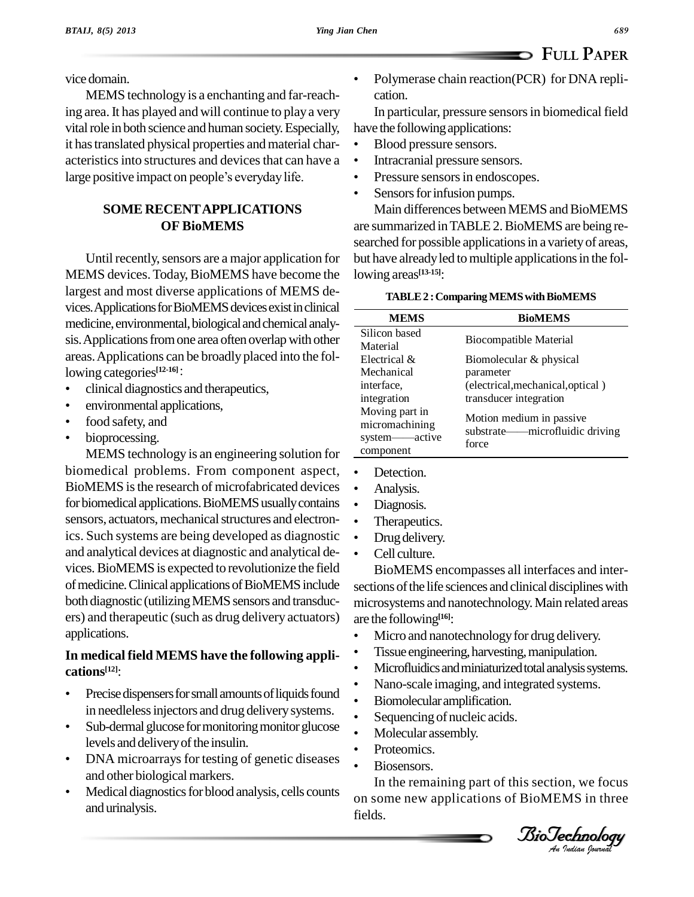vice domain.

MEMS technology is a enchanting and far-reaching area. It has played and will continue to play a very vital role in both science and human society. Especially, it has translated physical properties and material characteristics into structures and devices that can have a large positive impact on people's everyday life.

## SOME RECENT APPLICATIONS OF BioMEMS

Until recently, sensors are a major application for MEMS devices. Today, BioMEMS have become the largest and most diverse applications of MEMS devices. Applications for BioMEMS devices exist in clinical medicine, environmental, biological and chemical analysis. Applications from one area often overlap with other areas. Applications can be broadly placed into the following categories[12-16]:

- clinical diagnostics and therapeutics,
- environmental applications,
- food safety, and
- bioprocessing.

MEMS technology is an engineering solution for biomedical problems. From component aspect, BioMEMS is the research of microfabricated devices for biomedical applications. BioMEMS usually contains sensors, actuators, mechanical structures and electronics. Such systems are being developed as diagnostic and analytical devices at diagnostic and analytical devices. BioMEMS is expected to revolutionize the field of medicine. Clinical applications of BioMEMS include both diagnostic (utilizing MEMS sensors and transducers) and therapeutic (such as drug delivery actuators) applications.

### In medical field MEMS have the following applications[12]:

- Precise dispensers for small amounts of liquids found in needleless injectors and drug delivery systems.
- Sub-dermal glucose for monitoring monitor glucose levels and delivery of the insulin.
- DNA microarrays for testing of genetic diseases and other biological markers.
- Medical diagnostics for blood analysis, cells counts and urinalysis.
- Polymerase chain reaction(PCR) for DNA replication.

In particular, pressure sensors in biomedical field have the following applications:

- Blood pressure sensors.
- Intracranial pressure sensors.
- Pressure sensors in endoscopes.
- Sensors for infusion pumps.

Main differences between MEMS and BioMEMS are summarized in TABLE 2. BioMEMS are being researched for possible applications in a variety of areas, but have already led to multiple applications in the following areas[13-15]:

**TABLE 2 : Comparing MEMS with BioMEMS**

| MEMS | BioMEMS |
|---|---|
| Silicon based Material | Biocompatible Material |
| Electrical & Mechanical interface, integration | Biomolecular & physical parameter (electrical,mechanical,optical ) transducer integration |
| Moving part in micromachining system——active component | Motion medium in passive substrate——microfluidic driving force |

- Detection.
- Analysis.
- Diagnosis.
- Therapeutics.
- Drug delivery.
- Cell culture.

BioMEMS encompasses all interfaces and intersections of the life sciences and clinical disciplines with microsystems and nanotechnology. Main related areas are the following[16]:

- Micro and nanotechnology for drug delivery.
- Tissue engineering, harvesting, manipulation.
- Microfluidics and miniaturized total analysis systems.
- Nano-scale imaging, and integrated systems.
- Biomolecular amplification.
- Sequencing of nucleic acids.
- Molecular assembly.
- Proteomics.
- Biosensors.

In the remaining part of this section, we focus on some new applications of BioMEMS in three fields.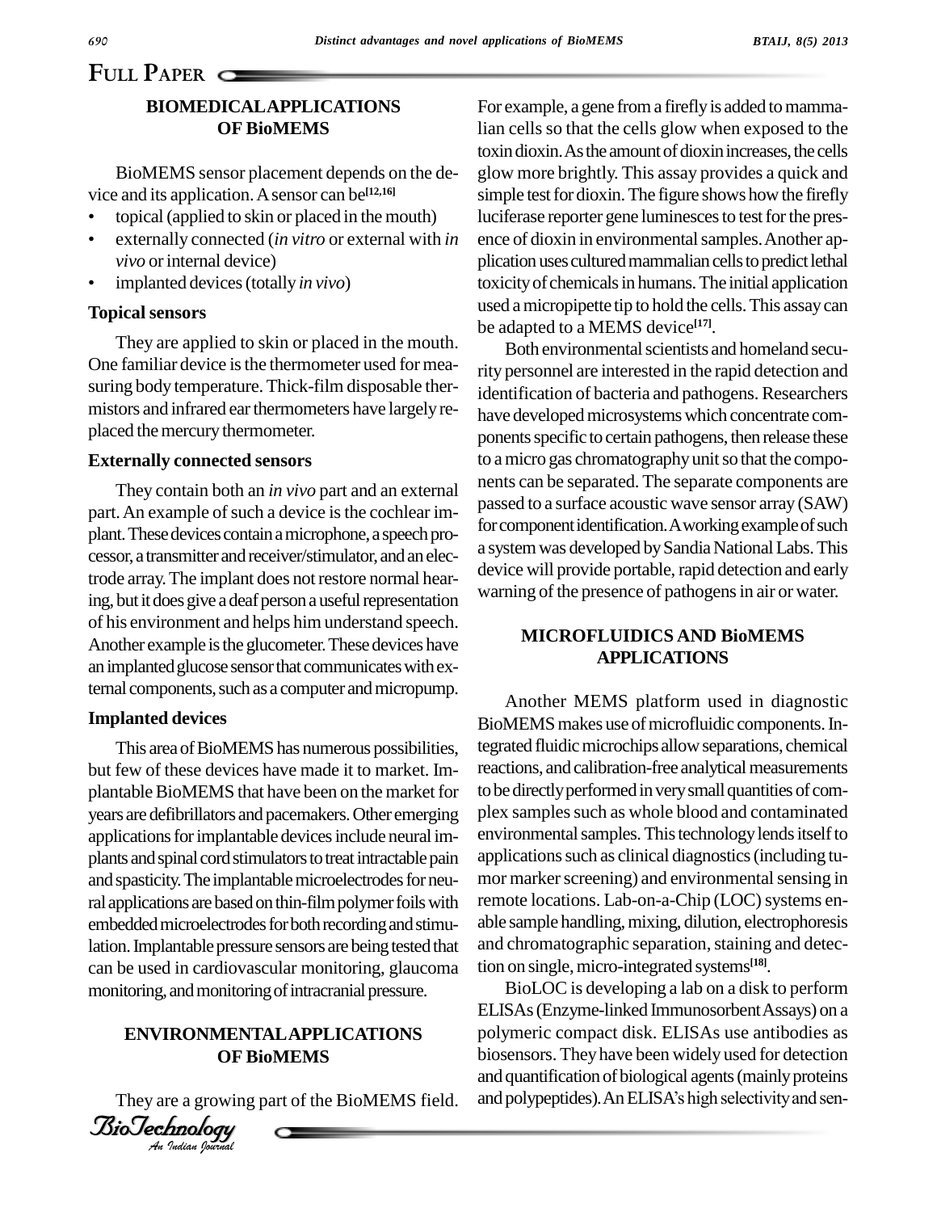## BIOMEDICAL APPLICATIONS OF BioMEMS

BioMEMS sensor placement depends on the device and its application. A sensor can be[12,16]

- topical (applied to skin or placed in the mouth)
- externally connected (*in vitro* or external with *in vivo* or internal device)
- implanted devices (totally *in vivo*)

### Topical sensors

They are applied to skin or placed in the mouth. One familiar device is the thermometer used for measuring body temperature. Thick-film disposable thermistors and infrared ear thermometers have largely replaced the mercury thermometer.

### Externally connected sensors

They contain both an *in vivo* part and an external part. An example of such a device is the cochlear implant. These devices contain a microphone, a speech processor, a transmitter and receiver/stimulator, and an electrode array. The implant does not restore normal hearing, but it does give a deaf person a useful representation of his environment and helps him understand speech. Another example is the glucometer. These devices have an implanted glucose sensor that communicates with external components, such as a computer and micropump.

### Implanted devices

This area of BioMEMS has numerous possibilities, but few of these devices have made it to market. Implantable BioMEMS that have been on the market for years are defibrillators and pacemakers. Other emerging applications for implantable devices include neural implants and spinal cord stimulators to treat intractable pain and spasticity. The implantable microelectrodes for neural applications are based on thin-film polymer foils with embedded microelectrodes for both recording and stimulation. Implantable pressure sensors are being tested that can be used in cardiovascular monitoring, glaucoma monitoring, and monitoring of intracranial pressure.

## ENVIRONMENTAL APPLICATIONS OF BioMEMS

They are a growing part of the BioMEMS field. For example, a gene from a firefly is added to mammalian cells so that the cells glow when exposed to the toxin dioxin. As the amount of dioxin increases, the cells glow more brightly. This assay provides a quick and simple test for dioxin. The figure shows how the firefly luciferase reporter gene luminesces to test for the presence of dioxin in environmental samples. Another application uses cultured mammalian cells to predict lethal toxicity of chemicals in humans. The initial application used a micropipette tip to hold the cells. This assay can be adapted to a MEMS device[17].

Both environmental scientists and homeland security personnel are interested in the rapid detection and identification of bacteria and pathogens. Researchers have developed microsystems which concentrate components specific to certain pathogens, then release these to a micro gas chromatography unit so that the components can be separated. The separate components are passed to a surface acoustic wave sensor array (SAW) for component identification. A working example of such a system was developed by Sandia National Labs. This device will provide portable, rapid detection and early warning of the presence of pathogens in air or water.

## MICROFLUIDICS AND BioMEMS APPLICATIONS

Another MEMS platform used in diagnostic BioMEMS makes use of microfluidic components. Integrated fluidic microchips allow separations, chemical reactions, and calibration-free analytical measurements to be directly performed in very small quantities of complex samples such as whole blood and contaminated environmental samples. This technology lends itself to applications such as clinical diagnostics (including tumor marker screening) and environmental sensing in remote locations. Lab-on-a-Chip (LOC) systems enable sample handling, mixing, dilution, electrophoresis and chromatographic separation, staining and detection on single, micro-integrated systems[18].

BioLOC is developing a lab on a disk to perform ELISAs (Enzyme-linked Immunosorbent Assays) on a polymeric compact disk. ELISAs use antibodies as biosensors. They have been widely used for detection and quantification of biological agents (mainly proteins and polypeptides). An ELISA's high selectivity and sen-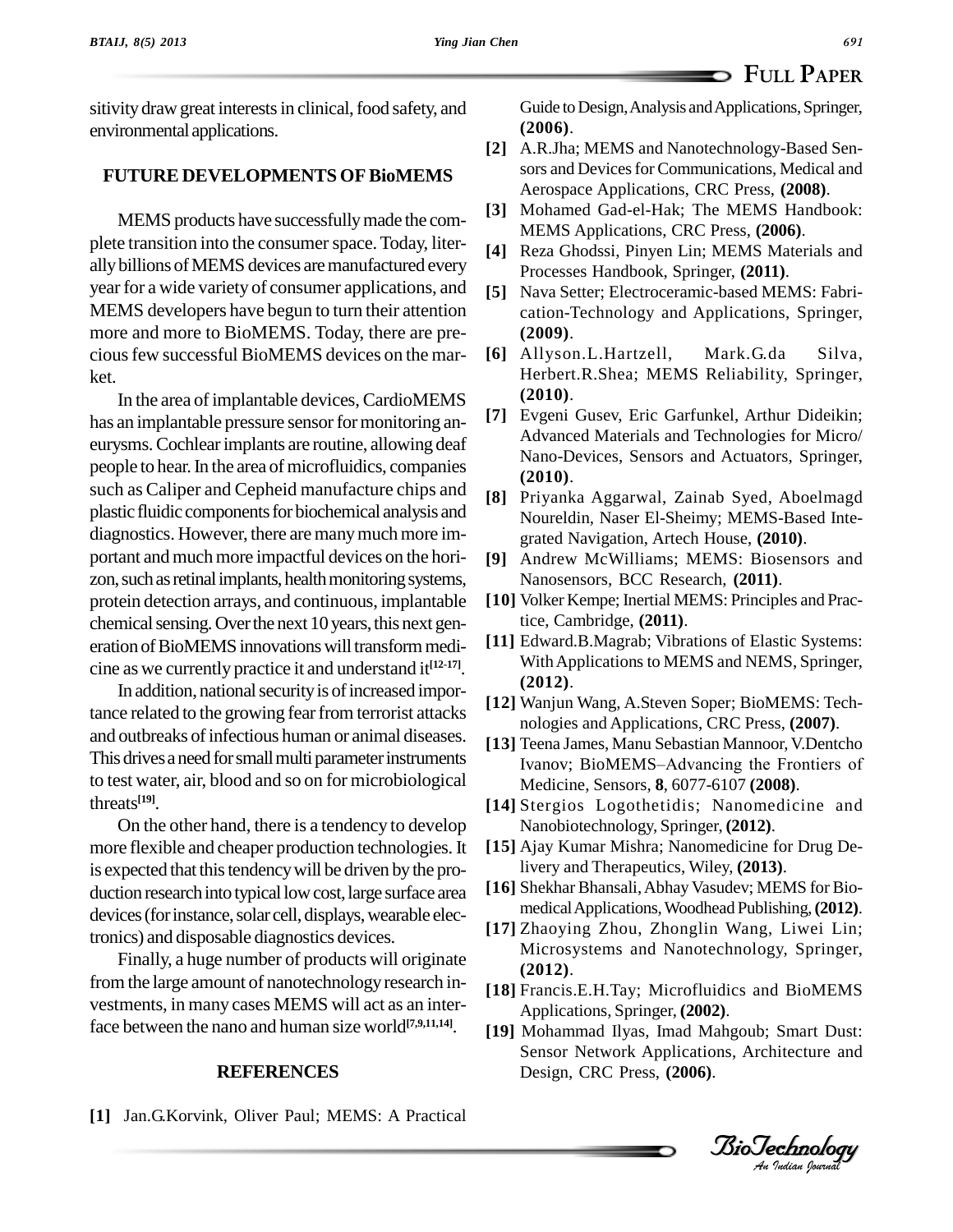sitivity draw great interests in clinical, food safety, and environmental applications.

## FUTURE DEVELOPMENTS OF BioMEMS

MEMS products have successfully made the complete transition into the consumer space. Today, literally billions of MEMS devices are manufactured every year for a wide variety of consumer applications, and MEMS developers have begun to turn their attention more and more to BioMEMS. Today, there are precious few successful BioMEMS devices on the market.

In the area of implantable devices, CardioMEMS has an implantable pressure sensor for monitoring aneurysms. Cochlear implants are routine, allowing deaf people to hear. In the area of microfluidics, companies such as Caliper and Cepheid manufacture chips and plastic fluidic components for biochemical analysis and diagnostics. However, there are many much more important and much more impactful devices on the horizon, such as retinal implants, health monitoring systems, protein detection arrays, and continuous, implantable chemical sensing. Over the next 10 years, this next generation of BioMEMS innovations will transform medicine as we currently practice it and understand it[12-17].

In addition, national security is of increased importance related to the growing fear from terrorist attacks and outbreaks of infectious human or animal diseases. This drives a need for small multi parameter instruments to test water, air, blood and so on for microbiological threats[19].

On the other hand, there is a tendency to develop more flexible and cheaper production technologies. It is expected that this tendency will be driven by the production research into typical low cost, large surface area devices (for instance, solar cell, displays, wearable electronics) and disposable diagnostics devices.

Finally, a huge number of products will originate from the large amount of nanotechnology research investments, in many cases MEMS will act as an interface between the nano and human size world[7,9,11,14].

## REFERENCES

[1] Jan.G.Korvink, Oliver Paul; MEMS: A Practical Guide to Design, Analysis and Applications, Springer, **(2006)**.

[2] A.R.Jha; MEMS and Nanotechnology-Based Sensors and Devices for Communications, Medical and Aerospace Applications, CRC Press, **(2008)**.

[3] Mohamed Gad-el-Hak; The MEMS Handbook: MEMS Applications, CRC Press, **(2006)**.

[4] Reza Ghodssi, Pinyen Lin; MEMS Materials and Processes Handbook, Springer, **(2011)**.

[5] Nava Setter; Electroceramic-based MEMS: Fabrication-Technology and Applications, Springer, **(2009)**.

[6] Allyson.L.Hartzell, Mark.G.da Silva, Herbert.R.Shea; MEMS Reliability, Springer, **(2010)**.

[7] Evgeni Gusev, Eric Garfunkel, Arthur Dideikin; Advanced Materials and Technologies for Micro/Nano-Devices, Sensors and Actuators, Springer, **(2010)**.

[8] Priyanka Aggarwal, Zainab Syed, Aboelmagd Noureldin, Naser El-Sheimy; MEMS-Based Integrated Navigation, Artech House, **(2010)**.

[9] Andrew McWilliams; MEMS: Biosensors and Nanosensors, BCC Research, **(2011)**.

[10] Volker Kempe; Inertial MEMS: Principles and Practice, Cambridge, **(2011)**.

[11] Edward.B.Magrab; Vibrations of Elastic Systems: With Applications to MEMS and NEMS, Springer, **(2012)**.

[12] Wanjun Wang, A.Steven Soper; BioMEMS: Technologies and Applications, CRC Press, **(2007)**.

[13] Teena James, Manu Sebastian Mannoor, V.Dentcho Ivanov; BioMEMS–Advancing the Frontiers of Medicine, Sensors, **8**, 6077-6107 **(2008)**.

[14] Stergios Logothetidis; Nanomedicine and Nanobiotechnology, Springer, **(2012)**.

[15] Ajay Kumar Mishra; Nanomedicine for Drug Delivery and Therapeutics, Wiley, **(2013)**.

[16] Shekhar Bhansali, Abhay Vasudev; MEMS for Biomedical Applications, Woodhead Publishing, **(2012)**.

[17] Zhaoying Zhou, Zhonglin Wang, Liwei Lin; Microsystems and Nanotechnology, Springer, **(2012)**.

[18] Francis.E.H.Tay; Microfluidics and BioMEMS Applications, Springer, **(2002)**.

[19] Mohammad Ilyas, Imad Mahgoub; Smart Dust: Sensor Network Applications, Architecture and Design, CRC Press, **(2006)**.